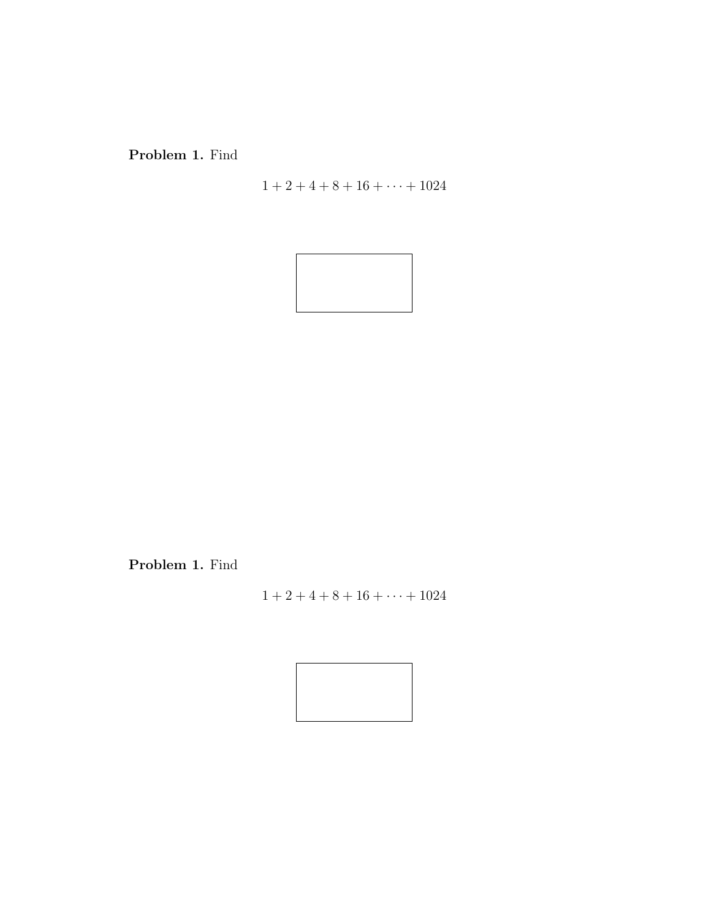**Problem 1.** Find

$$1 + 2 + 4 + 8 + 16 + \cdots + 1024$$

**Problem 1.** Find

$$1 + 2 + 4 + 8 + 16 + \cdots + 1024$$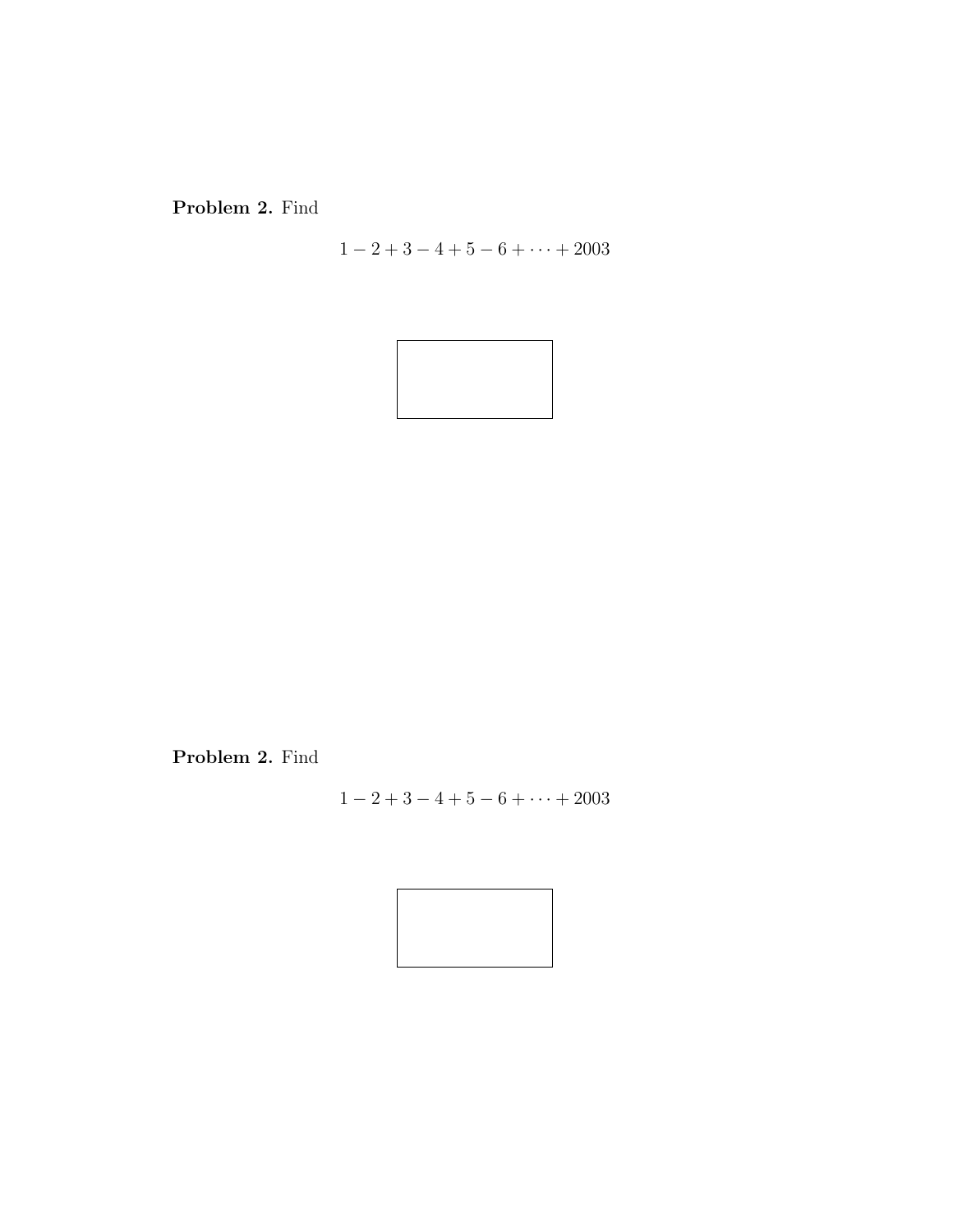**Problem 2.** Find

$$1 - 2 + 3 - 4 + 5 - 6 + \cdots + 2003$$

**Problem 2.** Find

$$1 - 2 + 3 - 4 + 5 - 6 + \cdots + 2003$$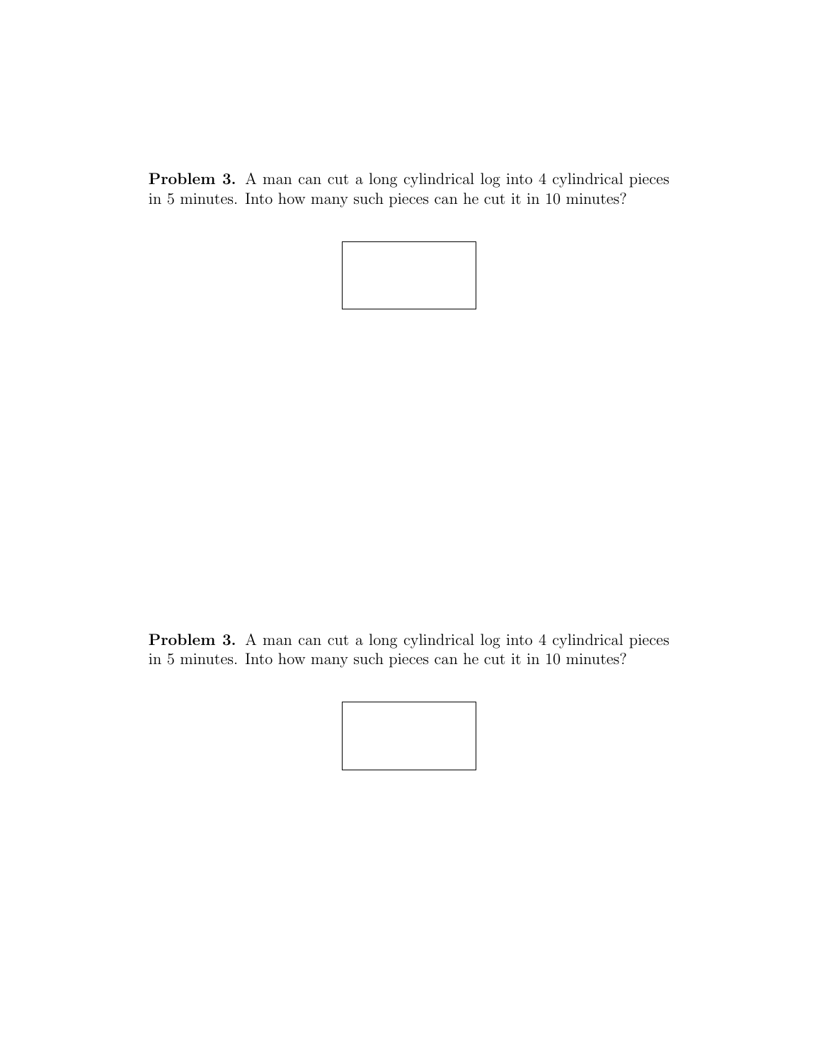**Problem 3.** A man can cut a long cylindrical log into 4 cylindrical pieces in 5 minutes. Into how many such pieces can he cut it in 10 minutes?

**Problem 3.** A man can cut a long cylindrical log into 4 cylindrical pieces in 5 minutes. Into how many such pieces can he cut it in 10 minutes?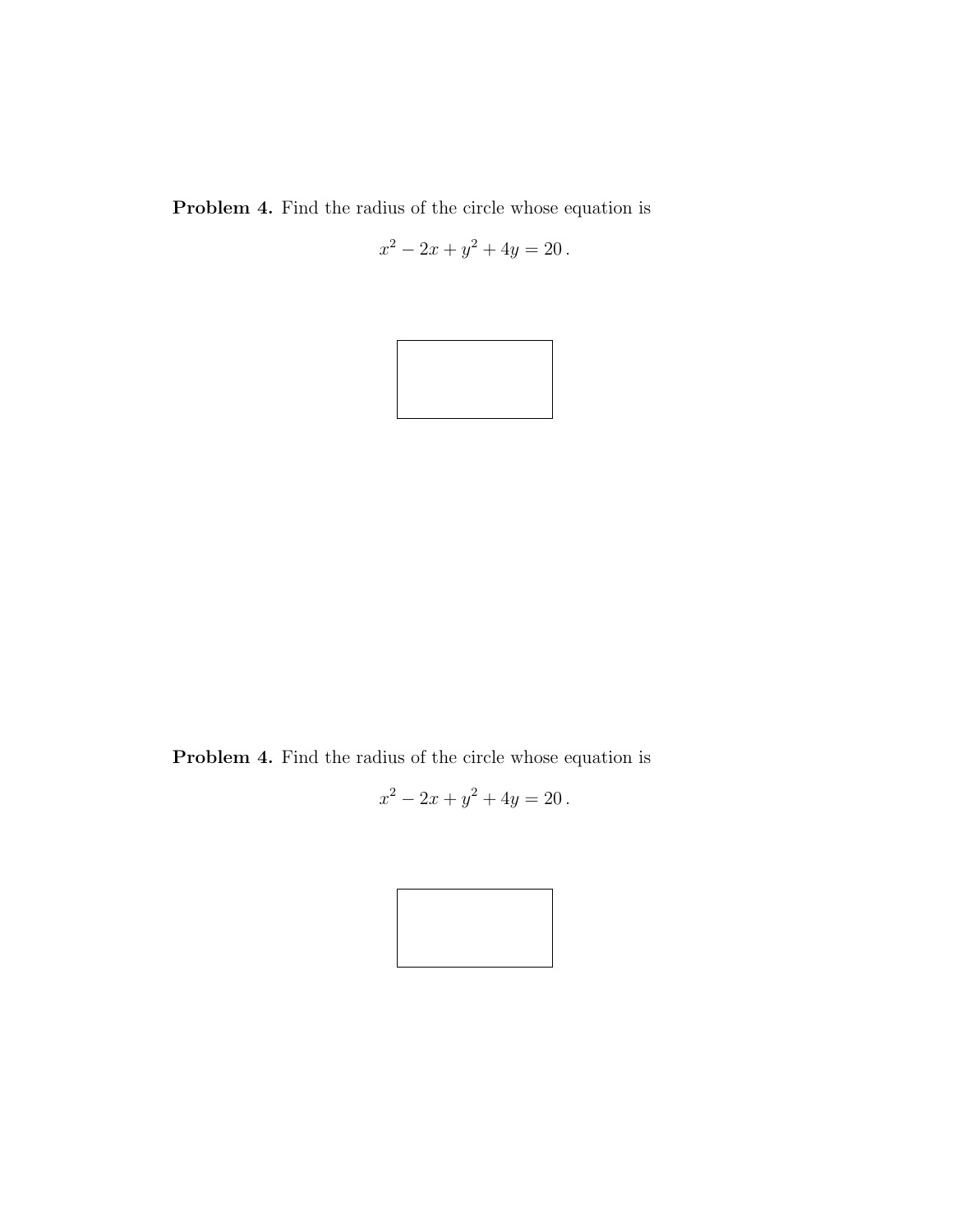**Problem 4.** Find the radius of the circle whose equation is

$$x^2 - 2x + y^2 + 4y = 20\,.$$

**Problem 4.** Find the radius of the circle whose equation is

$$x^2 - 2x + y^2 + 4y = 20\,.$$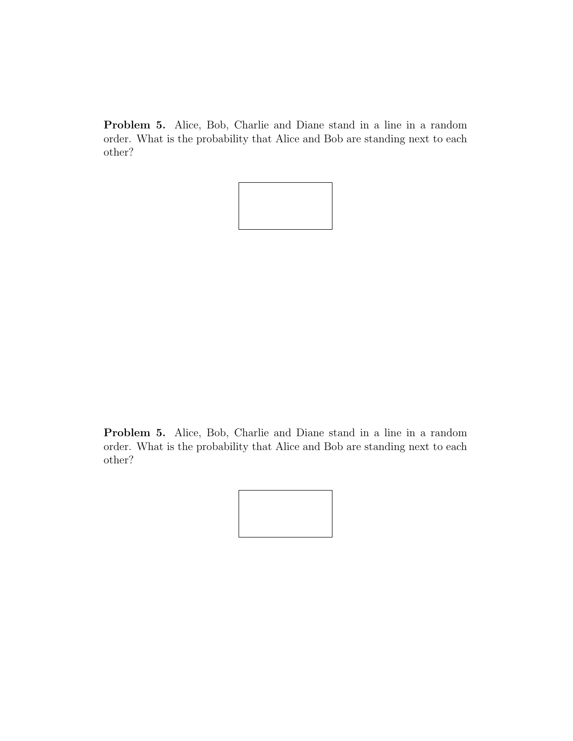**Problem 5.** Alice, Bob, Charlie and Diane stand in a line in a random order. What is the probability that Alice and Bob are standing next to each other?

**Problem 5.** Alice, Bob, Charlie and Diane stand in a line in a random order. What is the probability that Alice and Bob are standing next to each other?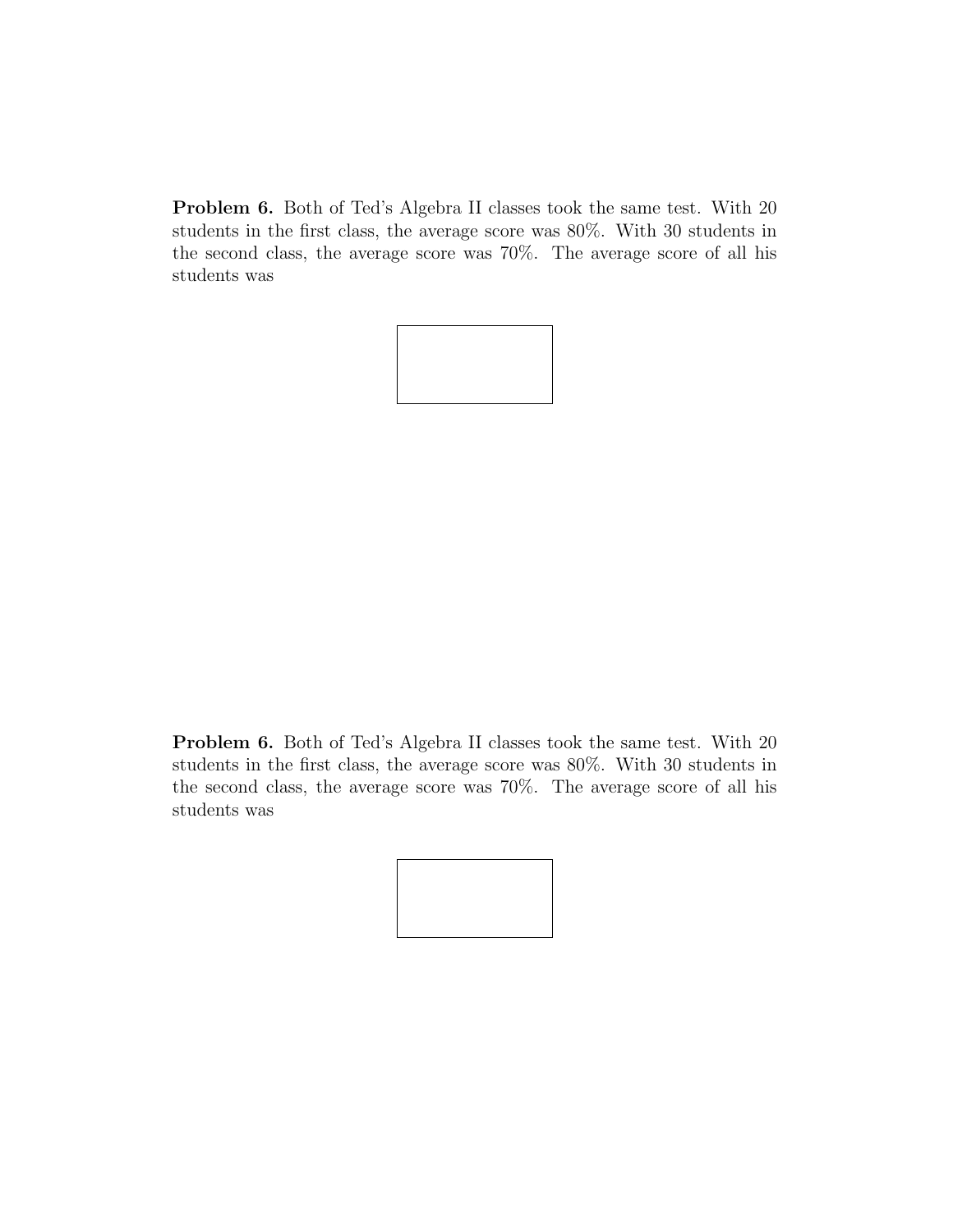**Problem 6.** Both of Ted's Algebra II classes took the same test. With 20 students in the first class, the average score was 80%. With 30 students in the second class, the average score was 70%. The average score of all his students was

**Problem 6.** Both of Ted's Algebra II classes took the same test. With 20 students in the first class, the average score was 80%. With 30 students in the second class, the average score was 70%. The average score of all his students was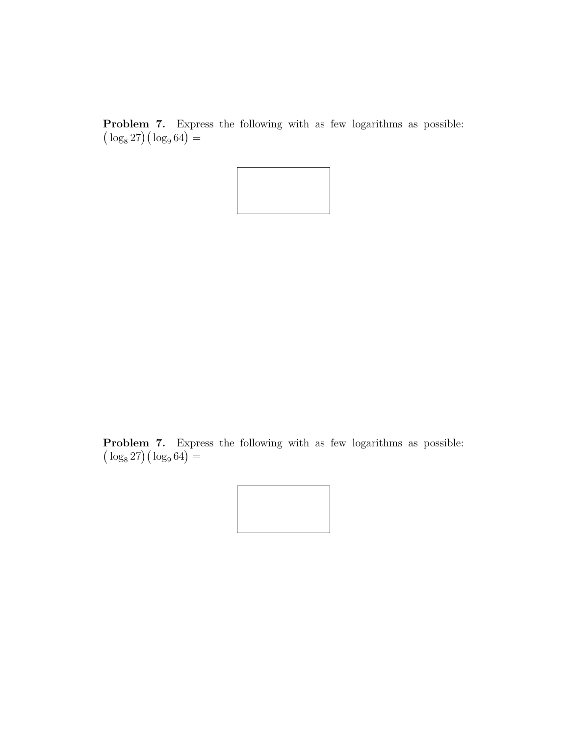**Problem 7.** Express the following with as few logarithms as possible: $\big(\log_8 27\big)\big(\log_9 64\big) =$

**Problem 7.** Express the following with as few logarithms as possible: $\big(\log_8 27\big)\big(\log_9 64\big) =$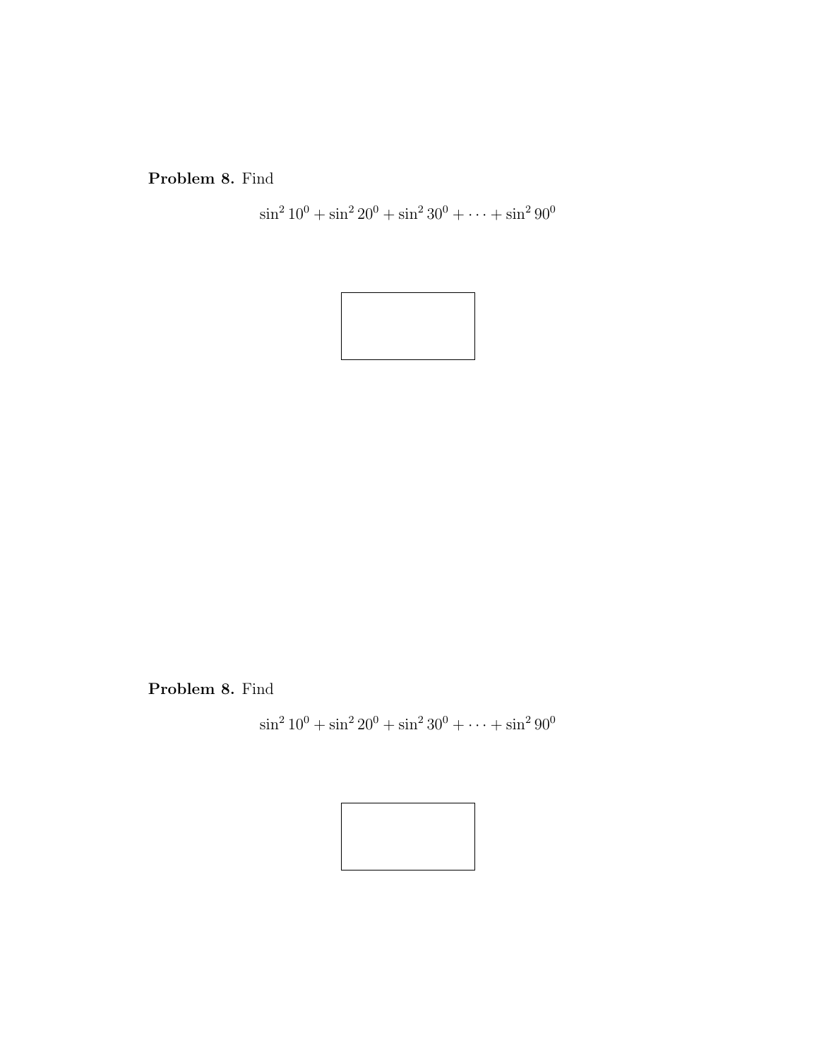**Problem 8.** Find

$$\sin^2 10^0 + \sin^2 20^0 + \sin^2 30^0 + \cdots + \sin^2 90^0$$

**Problem 8.** Find

$$\sin^2 10^0 + \sin^2 20^0 + \sin^2 30^0 + \cdots + \sin^2 90^0$$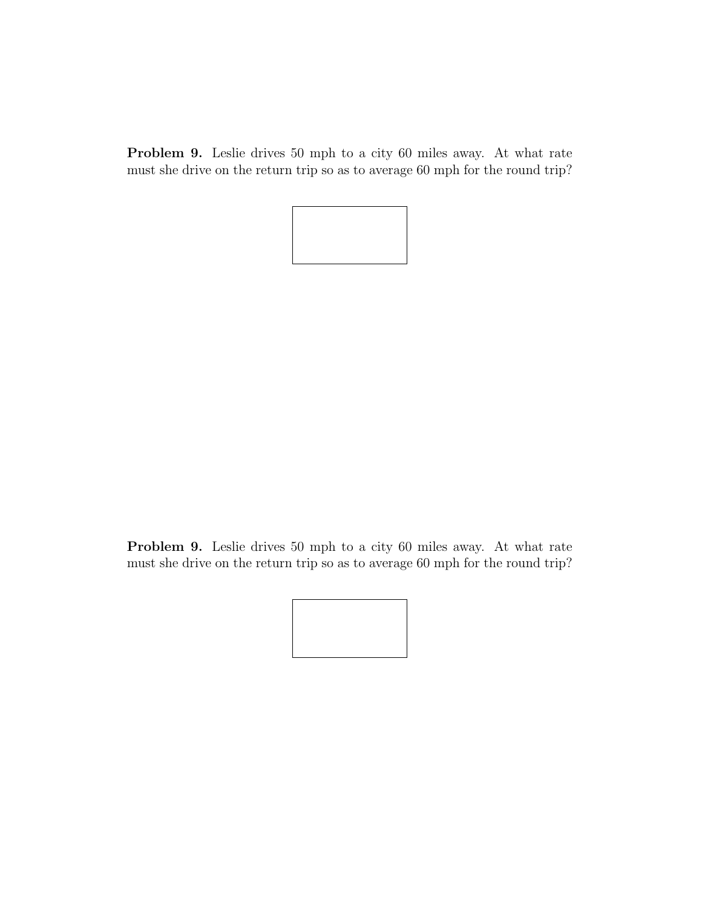**Problem 9.** Leslie drives 50 mph to a city 60 miles away. At what rate must she drive on the return trip so as to average 60 mph for the round trip?

**Problem 9.** Leslie drives 50 mph to a city 60 miles away. At what rate must she drive on the return trip so as to average 60 mph for the round trip?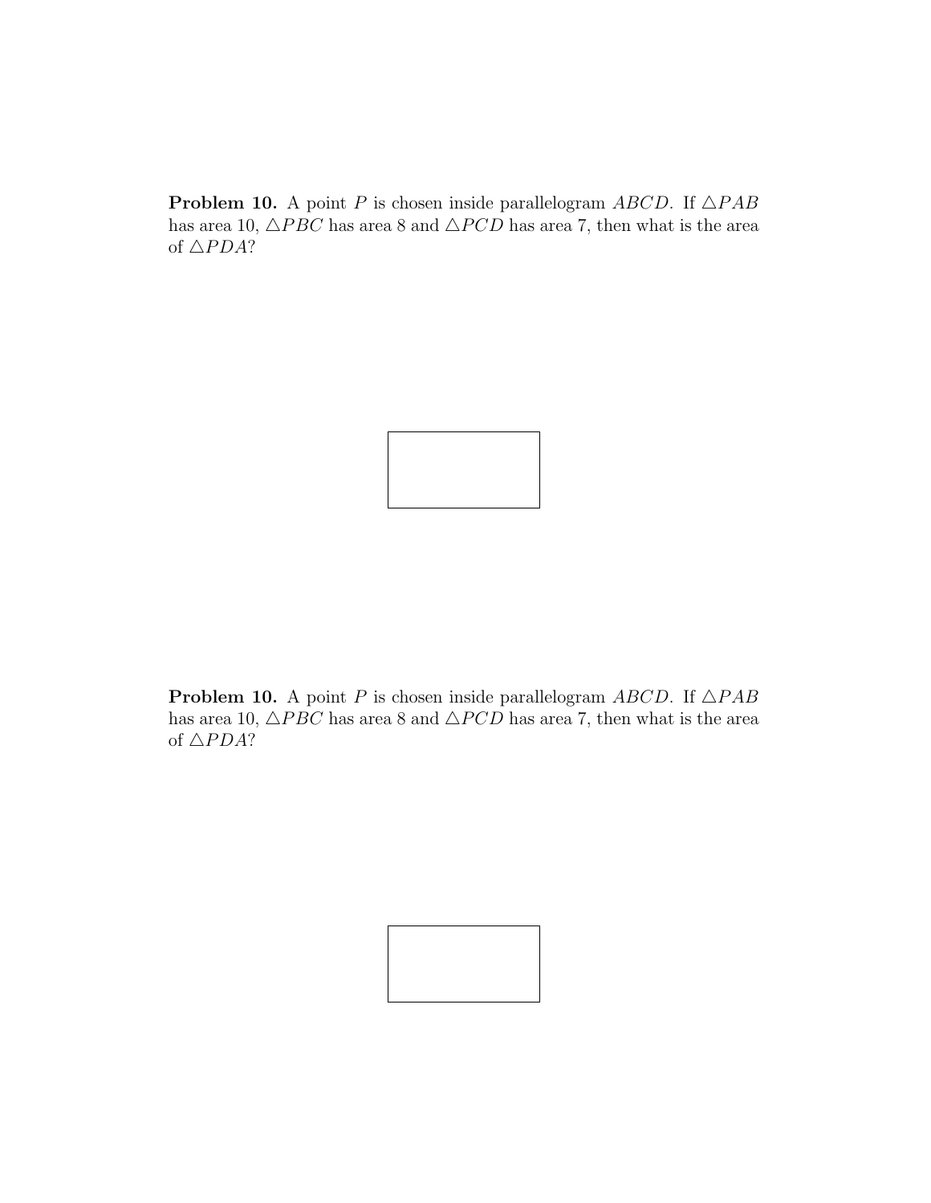**Problem 10.** A point $P$ is chosen inside parallelogram $ABCD$. If $\triangle PAB$ has area 10, $\triangle PBC$ has area 8 and $\triangle PCD$ has area 7, then what is the area of $\triangle PDA$?

**Problem 10.** A point $P$ is chosen inside parallelogram $ABCD$. If $\triangle PAB$ has area 10, $\triangle PBC$ has area 8 and $\triangle PCD$ has area 7, then what is the area of $\triangle PDA$?